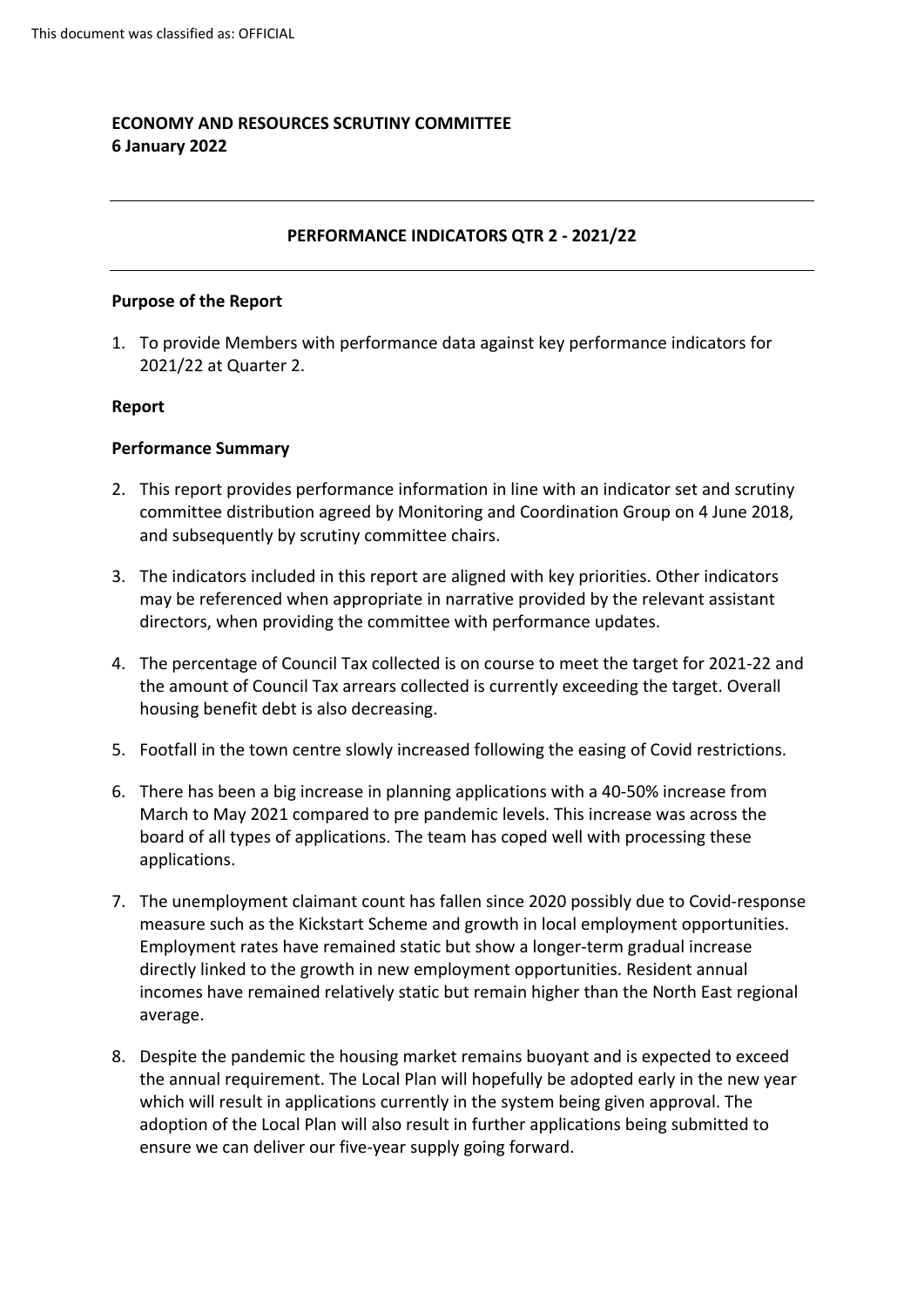**ECONOMY AND RESOURCES SCRUTINY COMMITTEE**
**6 January 2022**

---

**PERFORMANCE INDICATORS QTR 2 - 2021/22**

---

**Purpose of the Report**

1. To provide Members with performance data against key performance indicators for 2021/22 at Quarter 2.

**Report**

**Performance Summary**

2. This report provides performance information in line with an indicator set and scrutiny committee distribution agreed by Monitoring and Coordination Group on 4 June 2018, and subsequently by scrutiny committee chairs.

3. The indicators included in this report are aligned with key priorities. Other indicators may be referenced when appropriate in narrative provided by the relevant assistant directors, when providing the committee with performance updates.

4. The percentage of Council Tax collected is on course to meet the target for 2021-22 and the amount of Council Tax arrears collected is currently exceeding the target. Overall housing benefit debt is also decreasing.

5. Footfall in the town centre slowly increased following the easing of Covid restrictions.

6. There has been a big increase in planning applications with a 40-50% increase from March to May 2021 compared to pre pandemic levels. This increase was across the board of all types of applications. The team has coped well with processing these applications.

7. The unemployment claimant count has fallen since 2020 possibly due to Covid-response measure such as the Kickstart Scheme and growth in local employment opportunities. Employment rates have remained static but show a longer-term gradual increase directly linked to the growth in new employment opportunities. Resident annual incomes have remained relatively static but remain higher than the North East regional average.

8. Despite the pandemic the housing market remains buoyant and is expected to exceed the annual requirement. The Local Plan will hopefully be adopted early in the new year which will result in applications currently in the system being given approval. The adoption of the Local Plan will also result in further applications being submitted to ensure we can deliver our five-year supply going forward.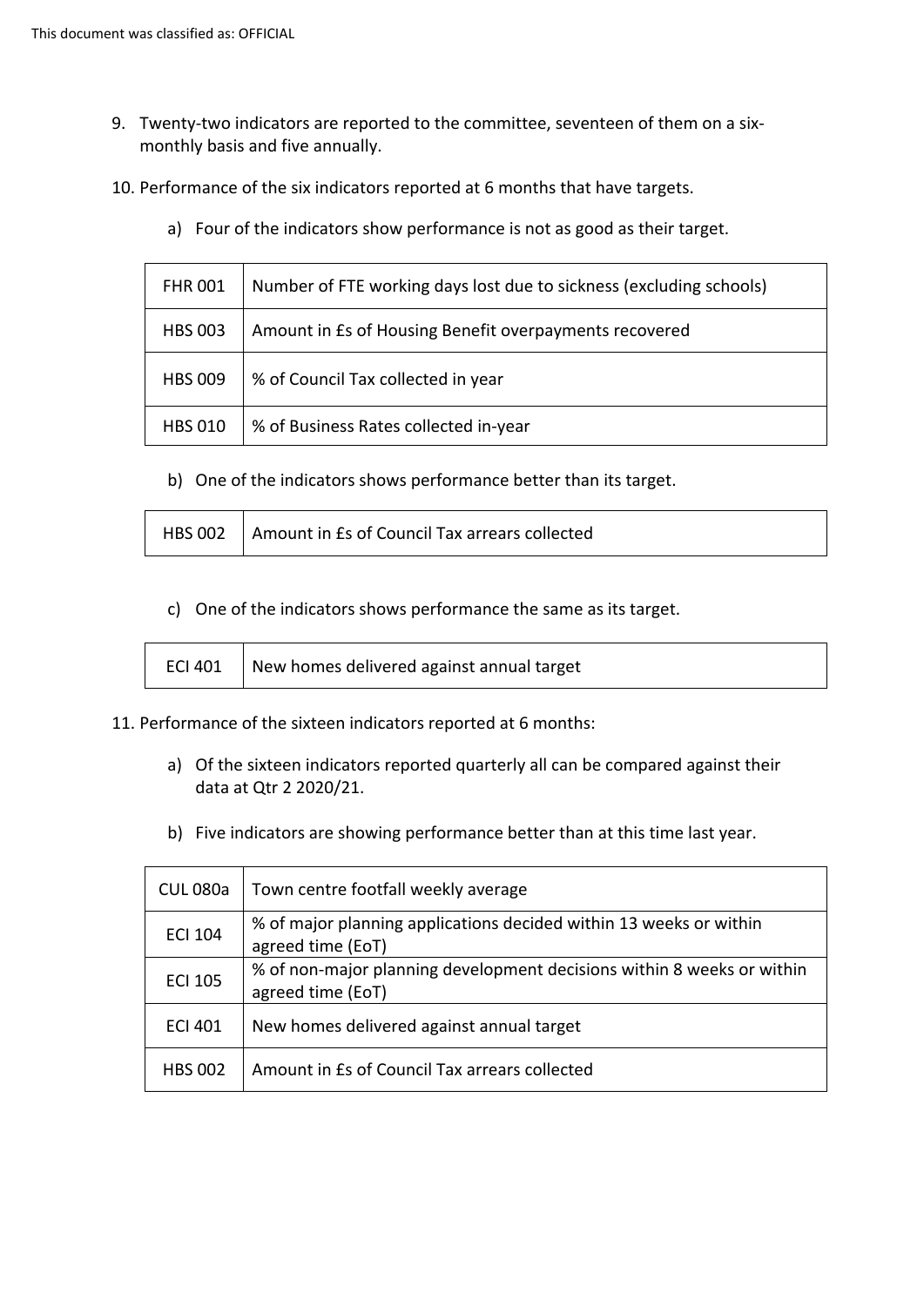9. Twenty-two indicators are reported to the committee, seventeen of them on a six-monthly basis and five annually.

10. Performance of the six indicators reported at 6 months that have targets.

    a) Four of the indicators show performance is not as good as their target.

| | |
|---|---|
| FHR 001 | Number of FTE working days lost due to sickness (excluding schools) |
| HBS 003 | Amount in £s of Housing Benefit overpayments recovered |
| HBS 009 | % of Council Tax collected in year |
| HBS 010 | % of Business Rates collected in-year |

    b) One of the indicators shows performance better than its target.

| | |
|---|---|
| HBS 002 | Amount in £s of Council Tax arrears collected |

    c) One of the indicators shows performance the same as its target.

| | |
|---|---|
| ECI 401 | New homes delivered against annual target |

11. Performance of the sixteen indicators reported at 6 months:

    a) Of the sixteen indicators reported quarterly all can be compared against their data at Qtr 2 2020/21.

    b) Five indicators are showing performance better than at this time last year.

| | |
|---|---|
| CUL 080a | Town centre footfall weekly average |
| ECI 104 | % of major planning applications decided within 13 weeks or within agreed time (EoT) |
| ECI 105 | % of non-major planning development decisions within 8 weeks or within agreed time (EoT) |
| ECI 401 | New homes delivered against annual target |
| HBS 002 | Amount in £s of Council Tax arrears collected |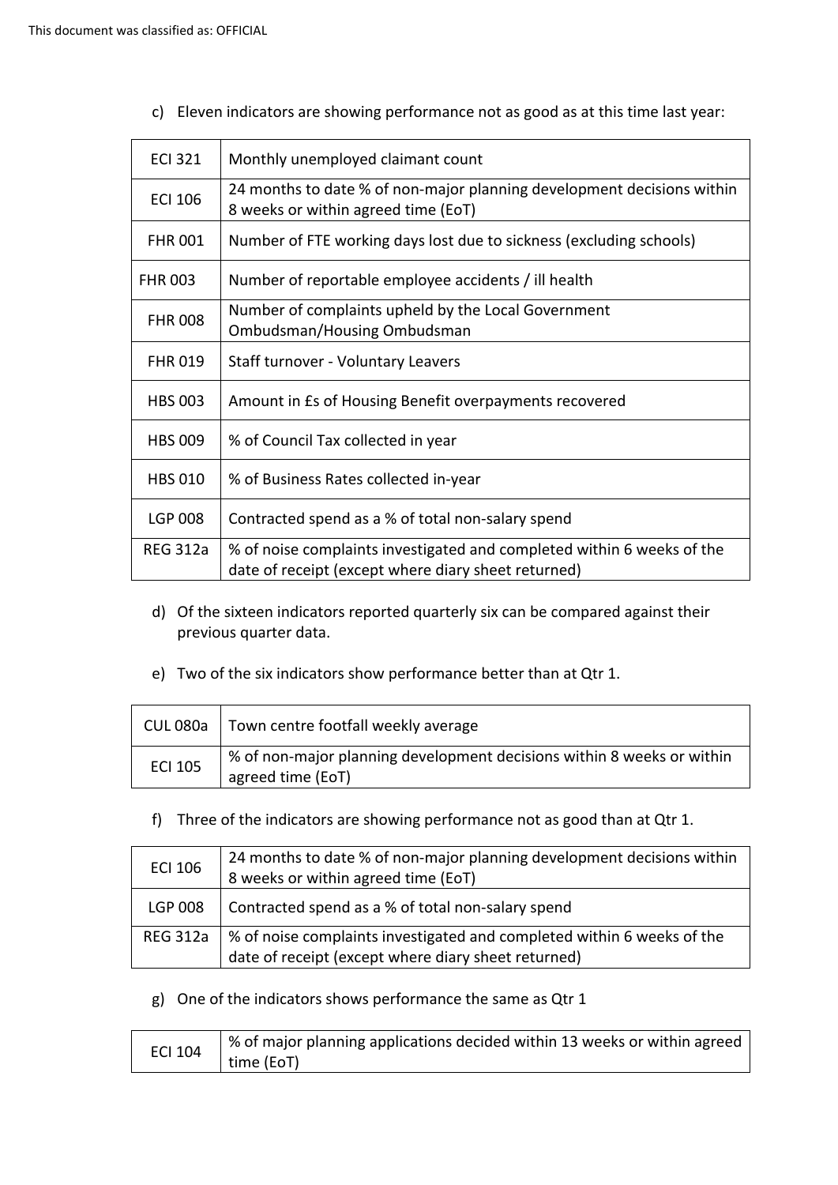c) Eleven indicators are showing performance not as good as at this time last year:

| | |
|---|---|
| ECI 321 | Monthly unemployed claimant count |
| ECI 106 | 24 months to date % of non-major planning development decisions within 8 weeks or within agreed time (EoT) |
| FHR 001 | Number of FTE working days lost due to sickness (excluding schools) |
| FHR 003 | Number of reportable employee accidents / ill health |
| FHR 008 | Number of complaints upheld by the Local Government Ombudsman/Housing Ombudsman |
| FHR 019 | Staff turnover - Voluntary Leavers |
| HBS 003 | Amount in £s of Housing Benefit overpayments recovered |
| HBS 009 | % of Council Tax collected in year |
| HBS 010 | % of Business Rates collected in-year |
| LGP 008 | Contracted spend as a % of total non-salary spend |
| REG 312a | % of noise complaints investigated and completed within 6 weeks of the date of receipt (except where diary sheet returned) |

d) Of the sixteen indicators reported quarterly six can be compared against their previous quarter data.

e) Two of the six indicators show performance better than at Qtr 1.

| | |
|---|---|
| CUL 080a | Town centre footfall weekly average |
| ECI 105 | % of non-major planning development decisions within 8 weeks or within agreed time (EoT) |

f) Three of the indicators are showing performance not as good than at Qtr 1.

| | |
|---|---|
| ECI 106 | 24 months to date % of non-major planning development decisions within 8 weeks or within agreed time (EoT) |
| LGP 008 | Contracted spend as a % of total non-salary spend |
| REG 312a | % of noise complaints investigated and completed within 6 weeks of the date of receipt (except where diary sheet returned) |

g) One of the indicators shows performance the same as Qtr 1

| | |
|---|---|
| ECI 104 | % of major planning applications decided within 13 weeks or within agreed time (EoT) |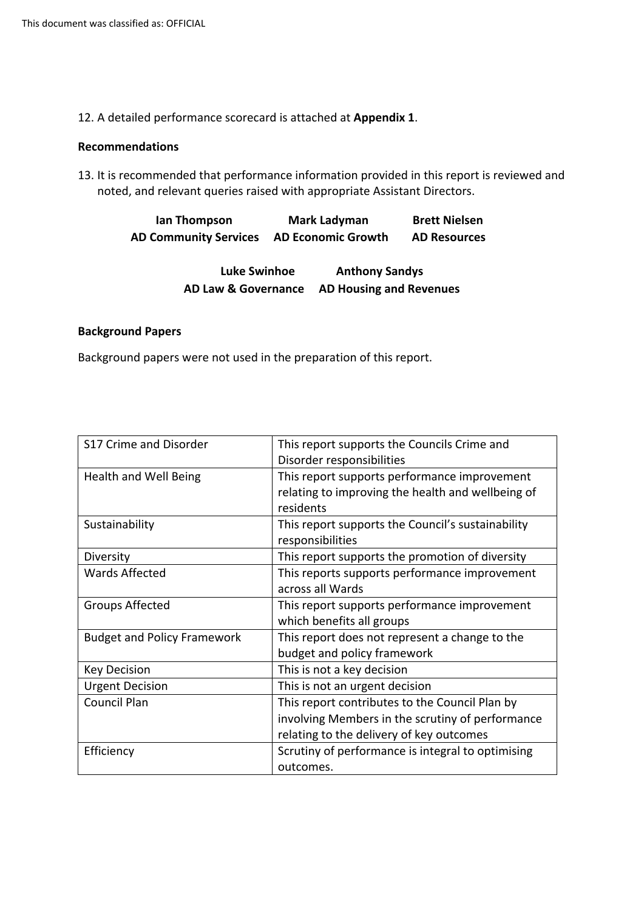12. A detailed performance scorecard is attached at **Appendix 1**.

**Recommendations**

13. It is recommended that performance information provided in this report is reviewed and noted, and relevant queries raised with appropriate Assistant Directors.

**Ian Thompson** **AD Community Services**

**Mark Ladyman** **AD Economic Growth**

**Brett Nielsen** **AD Resources**

**Luke Swinhoe** **AD Law & Governance**

**Anthony Sandys** **AD Housing and Revenues**

**Background Papers**

Background papers were not used in the preparation of this report.

| S17 Crime and Disorder | This report supports the Councils Crime and Disorder responsibilities |
|---|---|
| Health and Well Being | This report supports performance improvement relating to improving the health and wellbeing of residents |
| Sustainability | This report supports the Council's sustainability responsibilities |
| Diversity | This report supports the promotion of diversity |
| Wards Affected | This reports supports performance improvement across all Wards |
| Groups Affected | This report supports performance improvement which benefits all groups |
| Budget and Policy Framework | This report does not represent a change to the budget and policy framework |
| Key Decision | This is not a key decision |
| Urgent Decision | This is not an urgent decision |
| Council Plan | This report contributes to the Council Plan by involving Members in the scrutiny of performance relating to the delivery of key outcomes |
| Efficiency | Scrutiny of performance is integral to optimising outcomes. |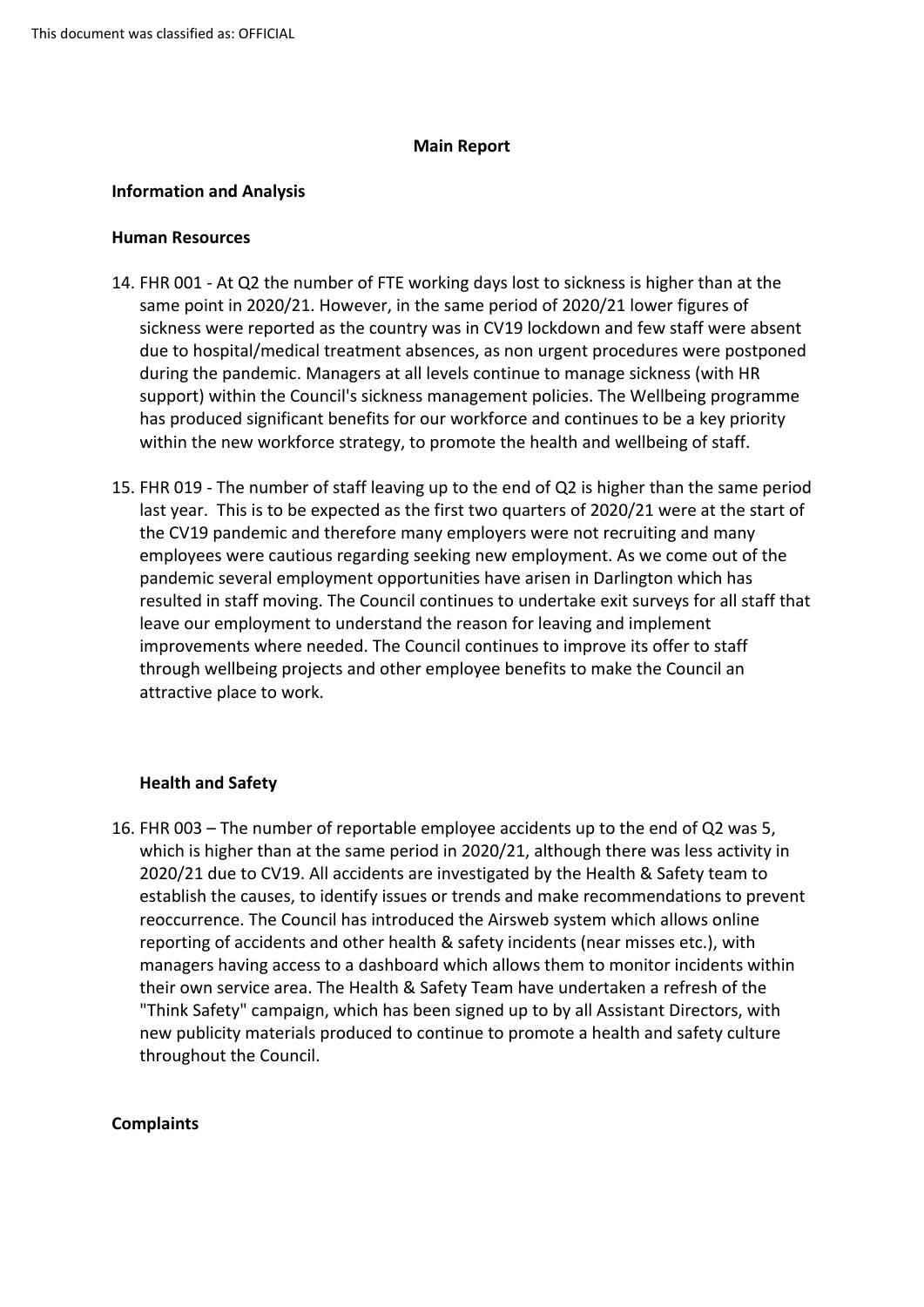**Main Report**

**Information and Analysis**

**Human Resources**

14. FHR 001 - At Q2 the number of FTE working days lost to sickness is higher than at the same point in 2020/21. However, in the same period of 2020/21 lower figures of sickness were reported as the country was in CV19 lockdown and few staff were absent due to hospital/medical treatment absences, as non urgent procedures were postponed during the pandemic. Managers at all levels continue to manage sickness (with HR support) within the Council's sickness management policies. The Wellbeing programme has produced significant benefits for our workforce and continues to be a key priority within the new workforce strategy, to promote the health and wellbeing of staff.

15. FHR 019 - The number of staff leaving up to the end of Q2 is higher than the same period last year. This is to be expected as the first two quarters of 2020/21 were at the start of the CV19 pandemic and therefore many employers were not recruiting and many employees were cautious regarding seeking new employment. As we come out of the pandemic several employment opportunities have arisen in Darlington which has resulted in staff moving. The Council continues to undertake exit surveys for all staff that leave our employment to understand the reason for leaving and implement improvements where needed. The Council continues to improve its offer to staff through wellbeing projects and other employee benefits to make the Council an attractive place to work.

**Health and Safety**

16. FHR 003 – The number of reportable employee accidents up to the end of Q2 was 5, which is higher than at the same period in 2020/21, although there was less activity in 2020/21 due to CV19. All accidents are investigated by the Health & Safety team to establish the causes, to identify issues or trends and make recommendations to prevent reoccurrence. The Council has introduced the Airsweb system which allows online reporting of accidents and other health & safety incidents (near misses etc.), with managers having access to a dashboard which allows them to monitor incidents within their own service area. The Health & Safety Team have undertaken a refresh of the "Think Safety" campaign, which has been signed up to by all Assistant Directors, with new publicity materials produced to continue to promote a health and safety culture throughout the Council.

**Complaints**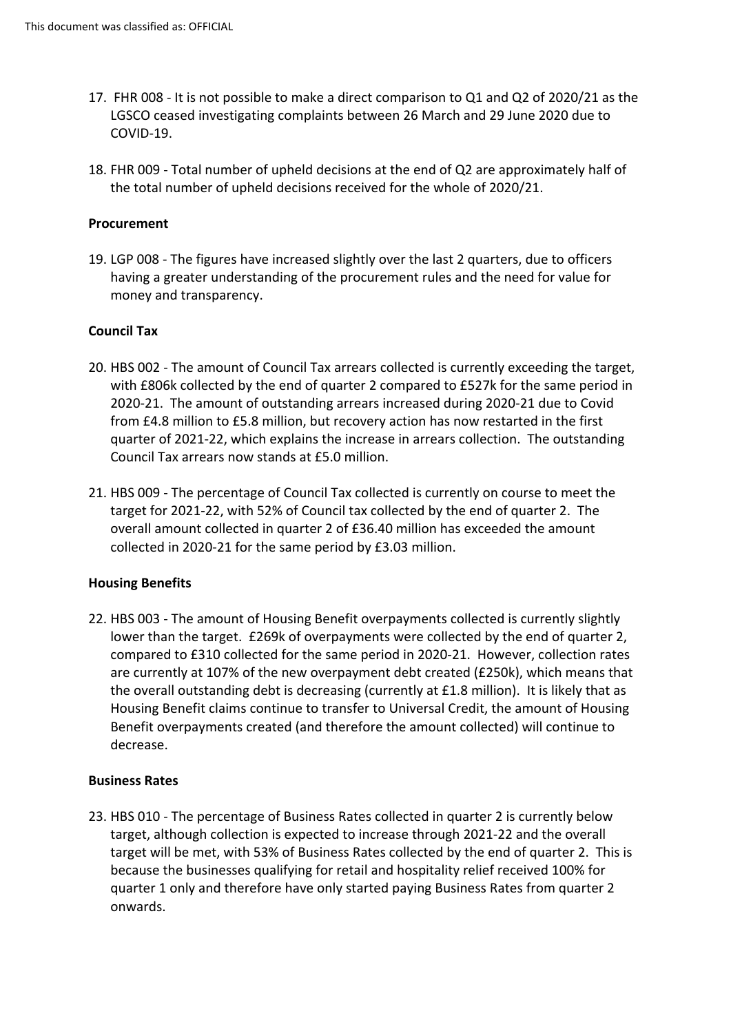17. FHR 008 - It is not possible to make a direct comparison to Q1 and Q2 of 2020/21 as the LGSCO ceased investigating complaints between 26 March and 29 June 2020 due to COVID-19.

18. FHR 009 - Total number of upheld decisions at the end of Q2 are approximately half of the total number of upheld decisions received for the whole of 2020/21.

**Procurement**

19. LGP 008 - The figures have increased slightly over the last 2 quarters, due to officers having a greater understanding of the procurement rules and the need for value for money and transparency.

**Council Tax**

20. HBS 002 - The amount of Council Tax arrears collected is currently exceeding the target, with £806k collected by the end of quarter 2 compared to £527k for the same period in 2020-21. The amount of outstanding arrears increased during 2020-21 due to Covid from £4.8 million to £5.8 million, but recovery action has now restarted in the first quarter of 2021-22, which explains the increase in arrears collection. The outstanding Council Tax arrears now stands at £5.0 million.

21. HBS 009 - The percentage of Council Tax collected is currently on course to meet the target for 2021-22, with 52% of Council tax collected by the end of quarter 2. The overall amount collected in quarter 2 of £36.40 million has exceeded the amount collected in 2020-21 for the same period by £3.03 million.

**Housing Benefits**

22. HBS 003 - The amount of Housing Benefit overpayments collected is currently slightly lower than the target. £269k of overpayments were collected by the end of quarter 2, compared to £310 collected for the same period in 2020-21. However, collection rates are currently at 107% of the new overpayment debt created (£250k), which means that the overall outstanding debt is decreasing (currently at £1.8 million). It is likely that as Housing Benefit claims continue to transfer to Universal Credit, the amount of Housing Benefit overpayments created (and therefore the amount collected) will continue to decrease.

**Business Rates**

23. HBS 010 - The percentage of Business Rates collected in quarter 2 is currently below target, although collection is expected to increase through 2021-22 and the overall target will be met, with 53% of Business Rates collected by the end of quarter 2. This is because the businesses qualifying for retail and hospitality relief received 100% for quarter 1 only and therefore have only started paying Business Rates from quarter 2 onwards.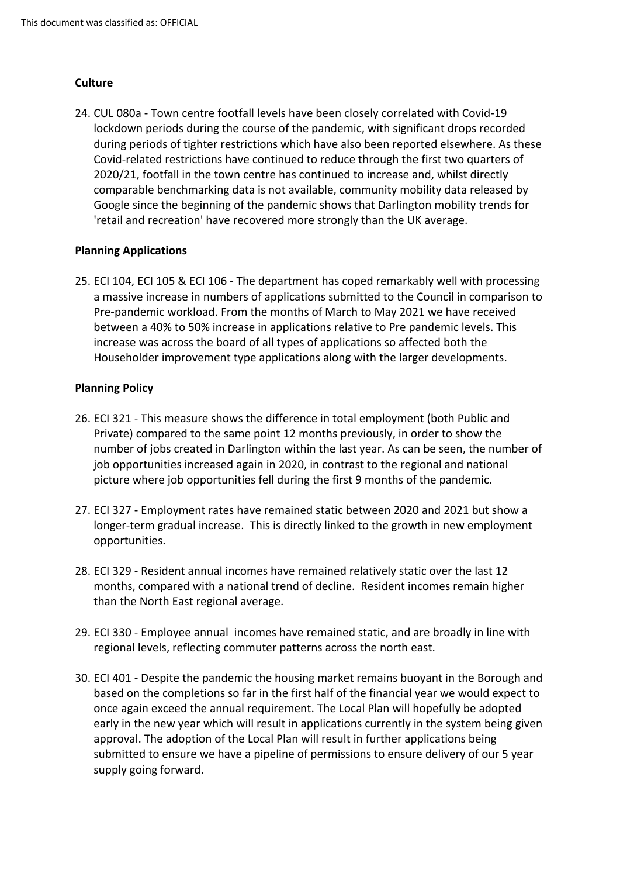**Culture**

24. CUL 080a - Town centre footfall levels have been closely correlated with Covid-19 lockdown periods during the course of the pandemic, with significant drops recorded during periods of tighter restrictions which have also been reported elsewhere. As these Covid-related restrictions have continued to reduce through the first two quarters of 2020/21, footfall in the town centre has continued to increase and, whilst directly comparable benchmarking data is not available, community mobility data released by Google since the beginning of the pandemic shows that Darlington mobility trends for 'retail and recreation' have recovered more strongly than the UK average.

**Planning Applications**

25. ECI 104, ECI 105 & ECI 106 - The department has coped remarkably well with processing a massive increase in numbers of applications submitted to the Council in comparison to Pre-pandemic workload. From the months of March to May 2021 we have received between a 40% to 50% increase in applications relative to Pre pandemic levels. This increase was across the board of all types of applications so affected both the Householder improvement type applications along with the larger developments.

**Planning Policy**

26. ECI 321 - This measure shows the difference in total employment (both Public and Private) compared to the same point 12 months previously, in order to show the number of jobs created in Darlington within the last year. As can be seen, the number of job opportunities increased again in 2020, in contrast to the regional and national picture where job opportunities fell during the first 9 months of the pandemic.

27. ECI 327 - Employment rates have remained static between 2020 and 2021 but show a longer-term gradual increase. This is directly linked to the growth in new employment opportunities.

28. ECI 329 - Resident annual incomes have remained relatively static over the last 12 months, compared with a national trend of decline. Resident incomes remain higher than the North East regional average.

29. ECI 330 - Employee annual incomes have remained static, and are broadly in line with regional levels, reflecting commuter patterns across the north east.

30. ECI 401 - Despite the pandemic the housing market remains buoyant in the Borough and based on the completions so far in the first half of the financial year we would expect to once again exceed the annual requirement. The Local Plan will hopefully be adopted early in the new year which will result in applications currently in the system being given approval. The adoption of the Local Plan will result in further applications being submitted to ensure we have a pipeline of permissions to ensure delivery of our 5 year supply going forward.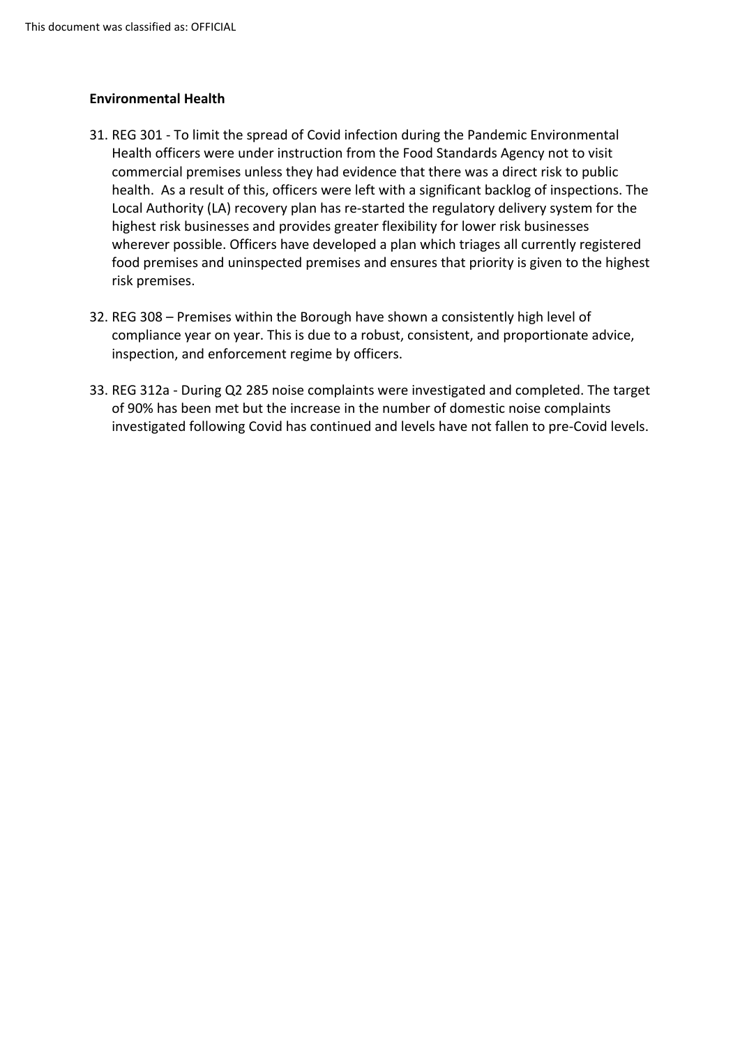**Environmental Health**

31. REG 301 - To limit the spread of Covid infection during the Pandemic Environmental Health officers were under instruction from the Food Standards Agency not to visit commercial premises unless they had evidence that there was a direct risk to public health. As a result of this, officers were left with a significant backlog of inspections. The Local Authority (LA) recovery plan has re-started the regulatory delivery system for the highest risk businesses and provides greater flexibility for lower risk businesses wherever possible. Officers have developed a plan which triages all currently registered food premises and uninspected premises and ensures that priority is given to the highest risk premises.

32. REG 308 – Premises within the Borough have shown a consistently high level of compliance year on year. This is due to a robust, consistent, and proportionate advice, inspection, and enforcement regime by officers.

33. REG 312a - During Q2 285 noise complaints were investigated and completed. The target of 90% has been met but the increase in the number of domestic noise complaints investigated following Covid has continued and levels have not fallen to pre-Covid levels.